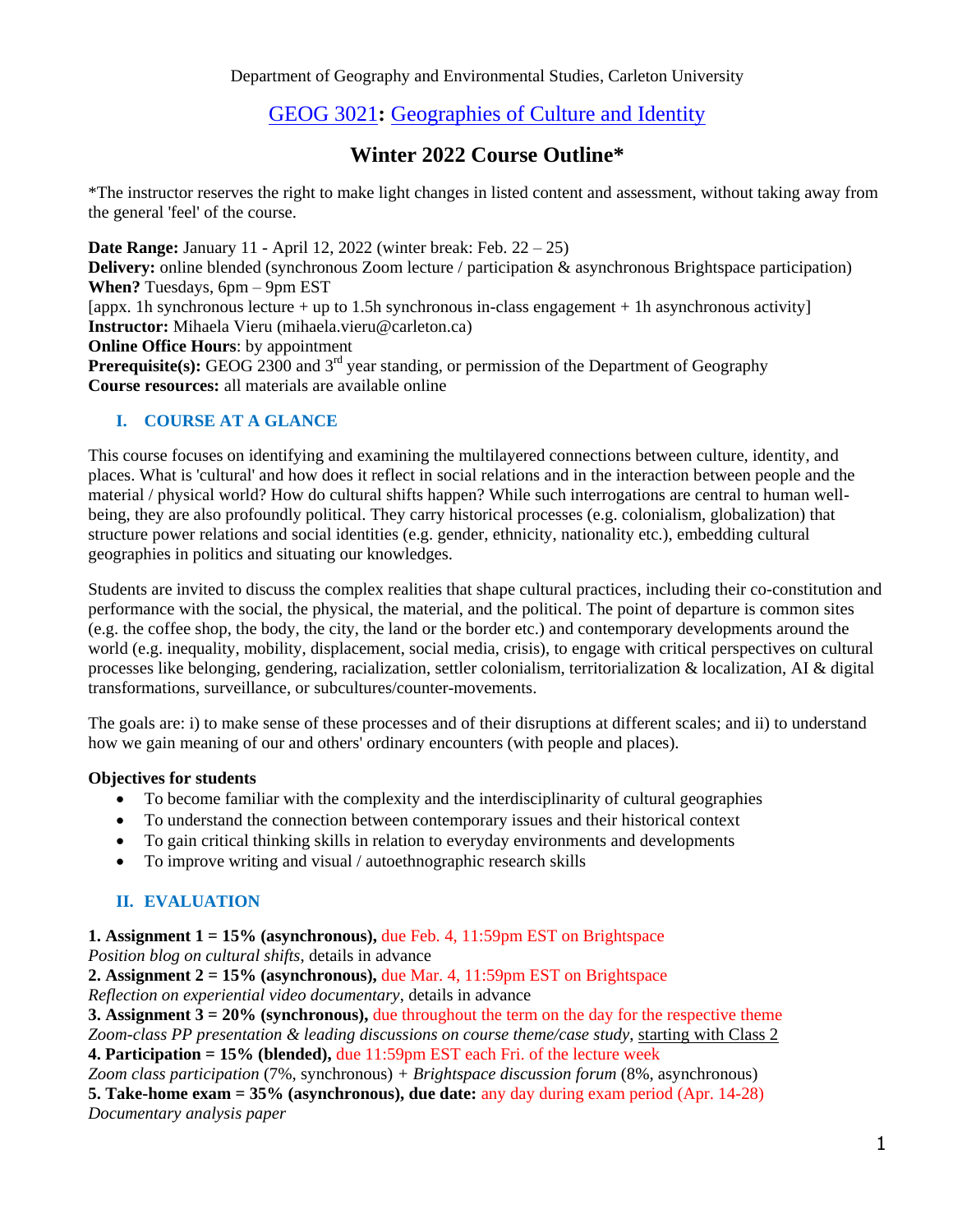Department of Geography and Environmental Studies, Carleton University

# GEOG 3021: Geographies of Culture and Identity

## Winter 2022 Course Outline*

*The instructor reserves the right to make light changes in listed content and assessment, without taking away from the general 'feel' of the course.

**Date Range:** January 11 - April 12, 2022 (winter break: Feb. 22 – 25)
**Delivery:** online blended (synchronous Zoom lecture / participation & asynchronous Brightspace participation)
**When?** Tuesdays, 6pm – 9pm EST
[appx. 1h synchronous lecture + up to 1.5h synchronous in-class engagement + 1h asynchronous activity]
**Instructor:** Mihaela Vieru (mihaela.vieru@carleton.ca)
**Online Office Hours**: by appointment
**Prerequisite(s):** GEOG 2300 and 3rd year standing, or permission of the Department of Geography
**Course resources:** all materials are available online

### I. COURSE AT A GLANCE

This course focuses on identifying and examining the multilayered connections between culture, identity, and places. What is 'cultural' and how does it reflect in social relations and in the interaction between people and the material / physical world? How do cultural shifts happen? While such interrogations are central to human well-being, they are also profoundly political. They carry historical processes (e.g. colonialism, globalization) that structure power relations and social identities (e.g. gender, ethnicity, nationality etc.), embedding cultural geographies in politics and situating our knowledges.

Students are invited to discuss the complex realities that shape cultural practices, including their co-constitution and performance with the social, the physical, the material, and the political. The point of departure is common sites (e.g. the coffee shop, the body, the city, the land or the border etc.) and contemporary developments around the world (e.g. inequality, mobility, displacement, social media, crisis), to engage with critical perspectives on cultural processes like belonging, gendering, racialization, settler colonialism, territorialization & localization, AI & digital transformations, surveillance, or subcultures/counter-movements.

The goals are: i) to make sense of these processes and of their disruptions at different scales; and ii) to understand how we gain meaning of our and others' ordinary encounters (with people and places).

**Objectives for students**

- To become familiar with the complexity and the interdisciplinarity of cultural geographies
- To understand the connection between contemporary issues and their historical context
- To gain critical thinking skills in relation to everyday environments and developments
- To improve writing and visual / autoethnographic research skills

### II. EVALUATION

**1. Assignment 1 = 15% (asynchronous),** due Feb. 4, 11:59pm EST on Brightspace
*Position blog on cultural shifts*, details in advance
**2. Assignment 2 = 15% (asynchronous),** due Mar. 4, 11:59pm EST on Brightspace
*Reflection on experiential video documentary*, details in advance
**3. Assignment 3 = 20% (synchronous),** due throughout the term on the day for the respective theme
*Zoom-class PP presentation & leading discussions on course theme/case study*, starting with Class 2
**4. Participation = 15% (blended),** due 11:59pm EST each Fri. of the lecture week
*Zoom class participation* (7%, synchronous) + *Brightspace discussion forum* (8%, asynchronous)
**5. Take-home exam = 35% (asynchronous), due date:** any day during exam period (Apr. 14-28)
*Documentary analysis paper*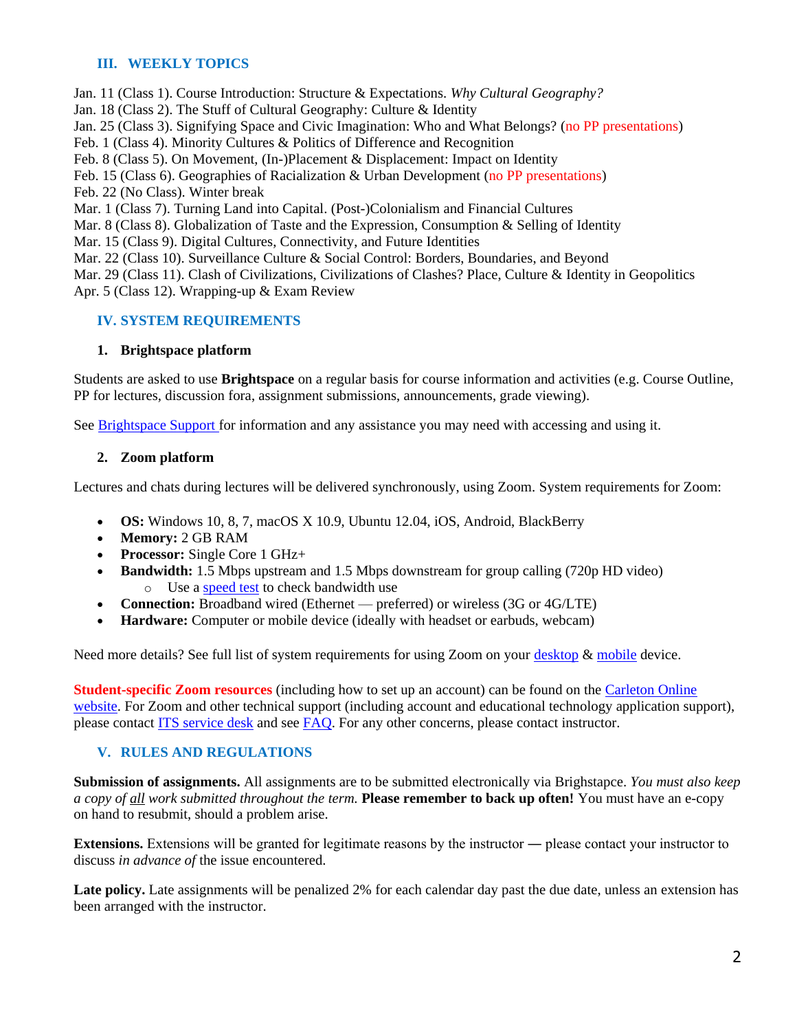## III. WEEKLY TOPICS

Jan. 11 (Class 1). Course Introduction: Structure & Expectations. *Why Cultural Geography?*
Jan. 18 (Class 2). The Stuff of Cultural Geography: Culture & Identity
Jan. 25 (Class 3). Signifying Space and Civic Imagination: Who and What Belongs? (no PP presentations)
Feb. 1 (Class 4). Minority Cultures & Politics of Difference and Recognition
Feb. 8 (Class 5). On Movement, (In-)Placement & Displacement: Impact on Identity
Feb. 15 (Class 6). Geographies of Racialization & Urban Development (no PP presentations)
Feb. 22 (No Class). Winter break
Mar. 1 (Class 7). Turning Land into Capital. (Post-)Colonialism and Financial Cultures
Mar. 8 (Class 8). Globalization of Taste and the Expression, Consumption & Selling of Identity
Mar. 15 (Class 9). Digital Cultures, Connectivity, and Future Identities
Mar. 22 (Class 10). Surveillance Culture & Social Control: Borders, Boundaries, and Beyond
Mar. 29 (Class 11). Clash of Civilizations, Civilizations of Clashes? Place, Culture & Identity in Geopolitics
Apr. 5 (Class 12). Wrapping-up & Exam Review

## IV. SYSTEM REQUIREMENTS

### 1. Brightspace platform

Students are asked to use **Brightspace** on a regular basis for course information and activities (e.g. Course Outline, PP for lectures, discussion fora, assignment submissions, announcements, grade viewing).

See Brightspace Support for information and any assistance you may need with accessing and using it.

### 2. Zoom platform

Lectures and chats during lectures will be delivered synchronously, using Zoom. System requirements for Zoom:

- **OS:** Windows 10, 8, 7, macOS X 10.9, Ubuntu 12.04, iOS, Android, BlackBerry
- **Memory:** 2 GB RAM
- **Processor:** Single Core 1 GHz+
- **Bandwidth:** 1.5 Mbps upstream and 1.5 Mbps downstream for group calling (720p HD video)
  - Use a speed test to check bandwidth use
- **Connection:** Broadband wired (Ethernet — preferred) or wireless (3G or 4G/LTE)
- **Hardware:** Computer or mobile device (ideally with headset or earbuds, webcam)

Need more details? See full list of system requirements for using Zoom on your desktop & mobile device.

**Student-specific Zoom resources** (including how to set up an account) can be found on the Carleton Online website. For Zoom and other technical support (including account and educational technology application support), please contact ITS service desk and see FAQ. For any other concerns, please contact instructor.

## V. RULES AND REGULATIONS

**Submission of assignments.** All assignments are to be submitted electronically via Brighstapce. *You must also keep a copy of all work submitted throughout the term.* **Please remember to back up often!** You must have an e-copy on hand to resubmit, should a problem arise.

**Extensions.** Extensions will be granted for legitimate reasons by the instructor — please contact your instructor to discuss *in advance of* the issue encountered.

**Late policy.** Late assignments will be penalized 2% for each calendar day past the due date, unless an extension has been arranged with the instructor.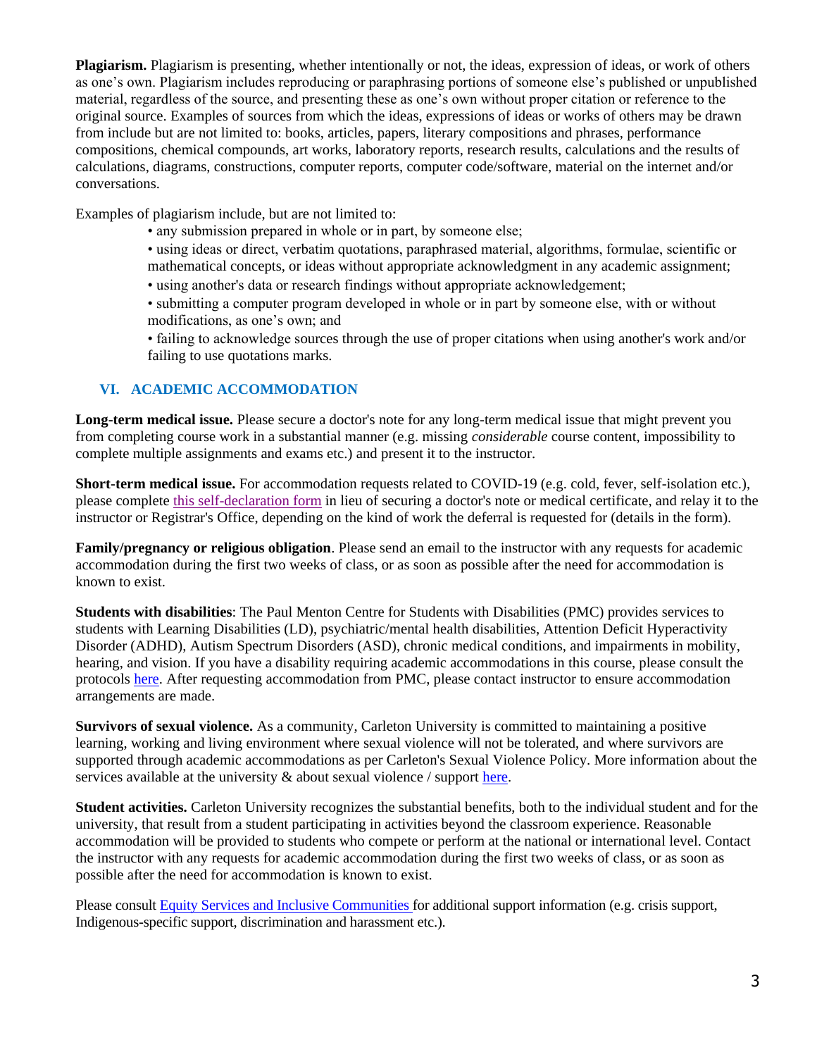**Plagiarism.** Plagiarism is presenting, whether intentionally or not, the ideas, expression of ideas, or work of others as one's own. Plagiarism includes reproducing or paraphrasing portions of someone else's published or unpublished material, regardless of the source, and presenting these as one's own without proper citation or reference to the original source. Examples of sources from which the ideas, expressions of ideas or works of others may be drawn from include but are not limited to: books, articles, papers, literary compositions and phrases, performance compositions, chemical compounds, art works, laboratory reports, research results, calculations and the results of calculations, diagrams, constructions, computer reports, computer code/software, material on the internet and/or conversations.

Examples of plagiarism include, but are not limited to:

- any submission prepared in whole or in part, by someone else;
- using ideas or direct, verbatim quotations, paraphrased material, algorithms, formulae, scientific or mathematical concepts, or ideas without appropriate acknowledgment in any academic assignment;
- using another's data or research findings without appropriate acknowledgement;
- submitting a computer program developed in whole or in part by someone else, with or without modifications, as one's own; and
- failing to acknowledge sources through the use of proper citations when using another's work and/or failing to use quotations marks.

## VI. ACADEMIC ACCOMMODATION

**Long-term medical issue.** Please secure a doctor's note for any long-term medical issue that might prevent you from completing course work in a substantial manner (e.g. missing *considerable* course content, impossibility to complete multiple assignments and exams etc.) and present it to the instructor.

**Short-term medical issue.** For accommodation requests related to COVID-19 (e.g. cold, fever, self-isolation etc.), please complete this self-declaration form in lieu of securing a doctor's note or medical certificate, and relay it to the instructor or Registrar's Office, depending on the kind of work the deferral is requested for (details in the form).

**Family/pregnancy or religious obligation**. Please send an email to the instructor with any requests for academic accommodation during the first two weeks of class, or as soon as possible after the need for accommodation is known to exist.

**Students with disabilities**: The Paul Menton Centre for Students with Disabilities (PMC) provides services to students with Learning Disabilities (LD), psychiatric/mental health disabilities, Attention Deficit Hyperactivity Disorder (ADHD), Autism Spectrum Disorders (ASD), chronic medical conditions, and impairments in mobility, hearing, and vision. If you have a disability requiring academic accommodations in this course, please consult the protocols here. After requesting accommodation from PMC, please contact instructor to ensure accommodation arrangements are made.

**Survivors of sexual violence.** As a community, Carleton University is committed to maintaining a positive learning, working and living environment where sexual violence will not be tolerated, and where survivors are supported through academic accommodations as per Carleton's Sexual Violence Policy. More information about the services available at the university & about sexual violence / support here.

**Student activities.** Carleton University recognizes the substantial benefits, both to the individual student and for the university, that result from a student participating in activities beyond the classroom experience. Reasonable accommodation will be provided to students who compete or perform at the national or international level. Contact the instructor with any requests for academic accommodation during the first two weeks of class, or as soon as possible after the need for accommodation is known to exist.

Please consult Equity Services and Inclusive Communities for additional support information (e.g. crisis support, Indigenous-specific support, discrimination and harassment etc.).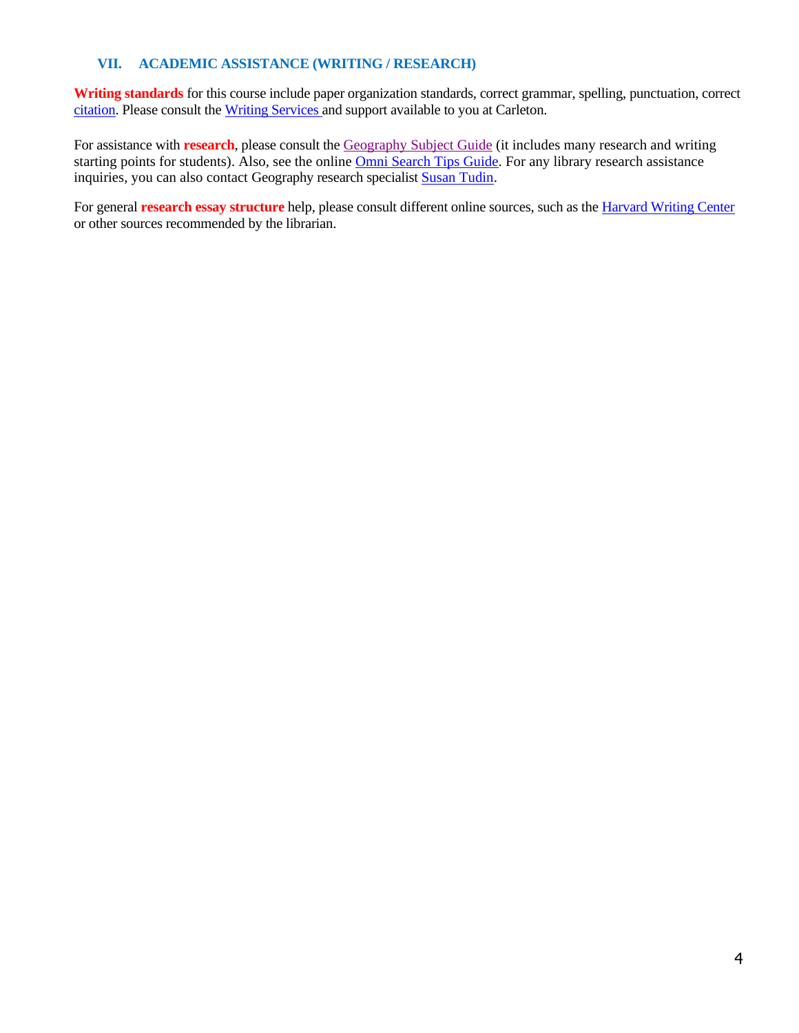## VII. ACADEMIC ASSISTANCE (WRITING / RESEARCH)

**Writing standards** for this course include paper organization standards, correct grammar, spelling, punctuation, correct citation. Please consult the Writing Services and support available to you at Carleton.

For assistance with **research**, please consult the Geography Subject Guide (it includes many research and writing starting points for students). Also, see the online Omni Search Tips Guide. For any library research assistance inquiries, you can also contact Geography research specialist Susan Tudin.

For general **research essay structure** help, please consult different online sources, such as the Harvard Writing Center or other sources recommended by the librarian.